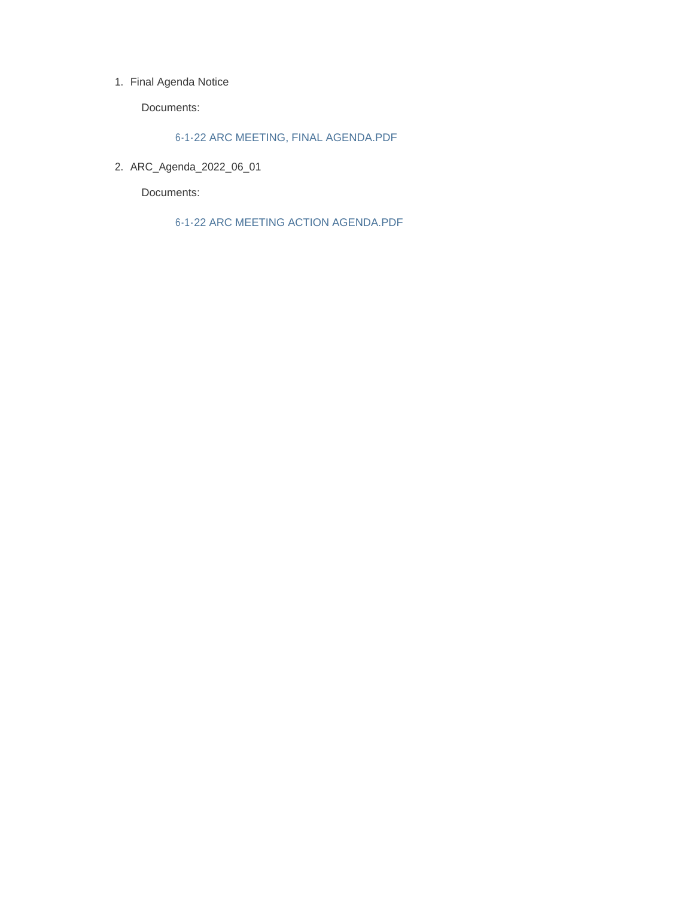1. Final Agenda Notice

   Documents:

   6-1-22 ARC MEETING, FINAL AGENDA.PDF

2. ARC_Agenda_2022_06_01

   Documents:

   6-1-22 ARC MEETING ACTION AGENDA.PDF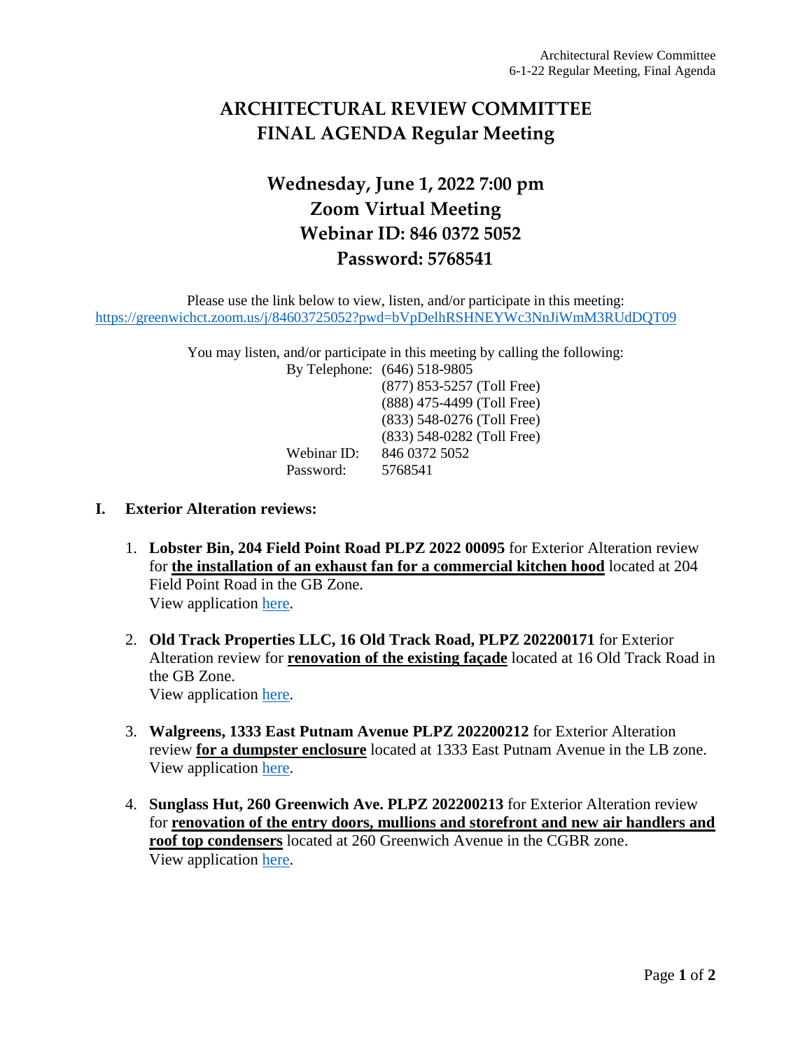# ARCHITECTURAL REVIEW COMMITTEE
# FINAL AGENDA Regular Meeting

## Wednesday, June 1, 2022 7:00 pm
## Zoom Virtual Meeting
## Webinar ID: 846 0372 5052
## Password: 5768541

Please use the link below to view, listen, and/or participate in this meeting:
https://greenwichct.zoom.us/j/84603725052?pwd=bVpDelhRSHNEYWc3NnJiWmM3RUdDQT09

You may listen, and/or participate in this meeting by calling the following:

By Telephone: (646) 518-9805
(877) 853-5257 (Toll Free)
(888) 475-4499 (Toll Free)
(833) 548-0276 (Toll Free)
(833) 548-0282 (Toll Free)
Webinar ID: 846 0372 5052
Password: 5768541

## I. Exterior Alteration reviews:

1. **Lobster Bin, 204 Field Point Road PLPZ 2022 00095** for Exterior Alteration review for **the installation of an exhaust fan for a commercial kitchen hood** located at 204 Field Point Road in the GB Zone.
   View application here.

2. **Old Track Properties LLC, 16 Old Track Road, PLPZ 202200171** for Exterior Alteration review for **renovation of the existing façade** located at 16 Old Track Road in the GB Zone.
   View application here.

3. **Walgreens, 1333 East Putnam Avenue PLPZ 202200212** for Exterior Alteration review **for a dumpster enclosure** located at 1333 East Putnam Avenue in the LB zone.
   View application here.

4. **Sunglass Hut, 260 Greenwich Ave. PLPZ 202200213** for Exterior Alteration review for **renovation of the entry doors, mullions and storefront and new air handlers and roof top condensers** located at 260 Greenwich Avenue in the CGBR zone.
   View application here.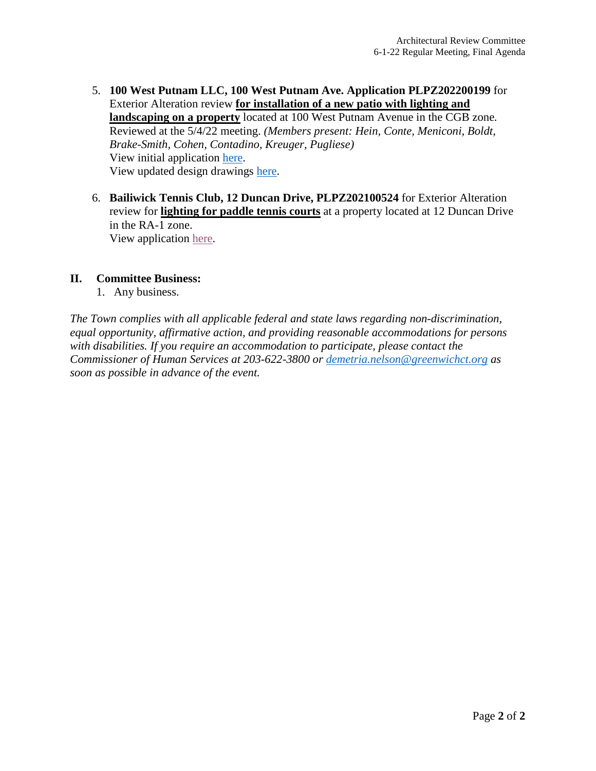5. **100 West Putnam LLC, 100 West Putnam Ave. Application PLPZ202200199** for Exterior Alteration review **for installation of a new patio with lighting and landscaping on a property** located at 100 West Putnam Avenue in the CGB zone. Reviewed at the 5/4/22 meeting. *(Members present: Hein, Conte, Meniconi, Boldt, Brake-Smith, Cohen, Contadino, Kreuger, Pugliese)*
   View initial application here.
   View updated design drawings here.

6. **Bailiwick Tennis Club, 12 Duncan Drive, PLPZ202100524** for Exterior Alteration review for **lighting for paddle tennis courts** at a property located at 12 Duncan Drive in the RA-1 zone.
   View application here.

## II. Committee Business:

1. Any business.

*The Town complies with all applicable federal and state laws regarding non-discrimination, equal opportunity, affirmative action, and providing reasonable accommodations for persons with disabilities. If you require an accommodation to participate, please contact the Commissioner of Human Services at 203-622-3800 or demetria.nelson@greenwichct.org as soon as possible in advance of the event.*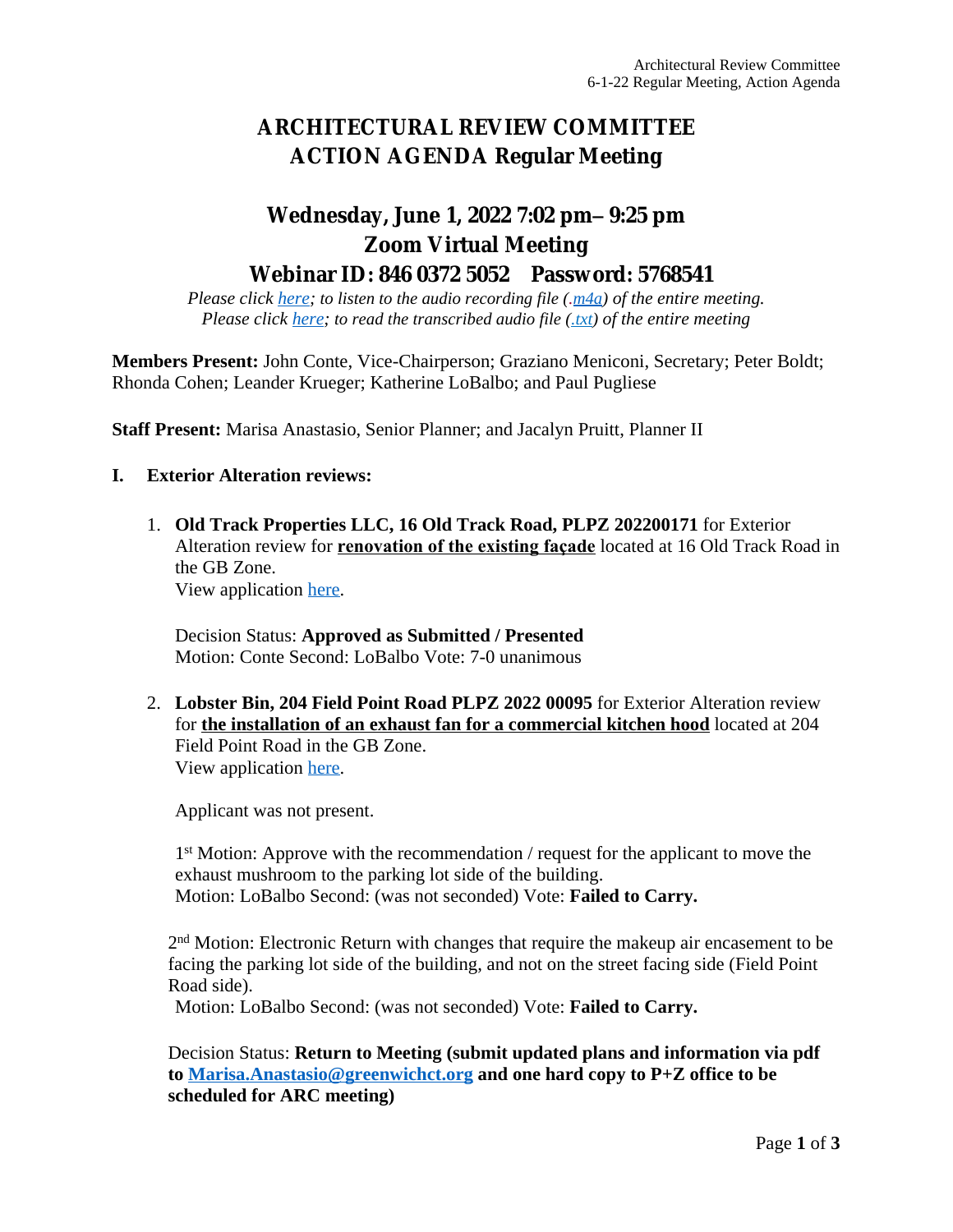# ARCHITECTURAL REVIEW COMMITTEE
# ACTION AGENDA Regular Meeting

## Wednesday, June 1, 2022 7:02 pm– 9:25 pm
## Zoom Virtual Meeting
## Webinar ID: 846 0372 5052 Password: 5768541

*Please click here; to listen to the audio recording file (.m4a) of the entire meeting.*
*Please click here; to read the transcribed audio file (.txt) of the entire meeting*

**Members Present:** John Conte, Vice-Chairperson; Graziano Meniconi, Secretary; Peter Boldt; Rhonda Cohen; Leander Krueger; Katherine LoBalbo; and Paul Pugliese

**Staff Present:** Marisa Anastasio, Senior Planner; and Jacalyn Pruitt, Planner II

**I. Exterior Alteration reviews:**

1. **Old Track Properties LLC, 16 Old Track Road, PLPZ 202200171** for Exterior Alteration review for **renovation of the existing façade** located at 16 Old Track Road in the GB Zone.
   View application here.

   Decision Status: **Approved as Submitted / Presented**
   Motion: Conte Second: LoBalbo Vote: 7-0 unanimous

2. **Lobster Bin, 204 Field Point Road PLPZ 2022 00095** for Exterior Alteration review for **the installation of an exhaust fan for a commercial kitchen hood** located at 204 Field Point Road in the GB Zone.
   View application here.

   Applicant was not present.

   1st Motion: Approve with the recommendation / request for the applicant to move the exhaust mushroom to the parking lot side of the building.
   Motion: LoBalbo Second: (was not seconded) Vote: **Failed to Carry.**

   2nd Motion: Electronic Return with changes that require the makeup air encasement to be facing the parking lot side of the building, and not on the street facing side (Field Point Road side).
   Motion: LoBalbo Second: (was not seconded) Vote: **Failed to Carry.**

   Decision Status: **Return to Meeting (submit updated plans and information via pdf to Marisa.Anastasio@greenwichct.org and one hard copy to P+Z office to be scheduled for ARC meeting)**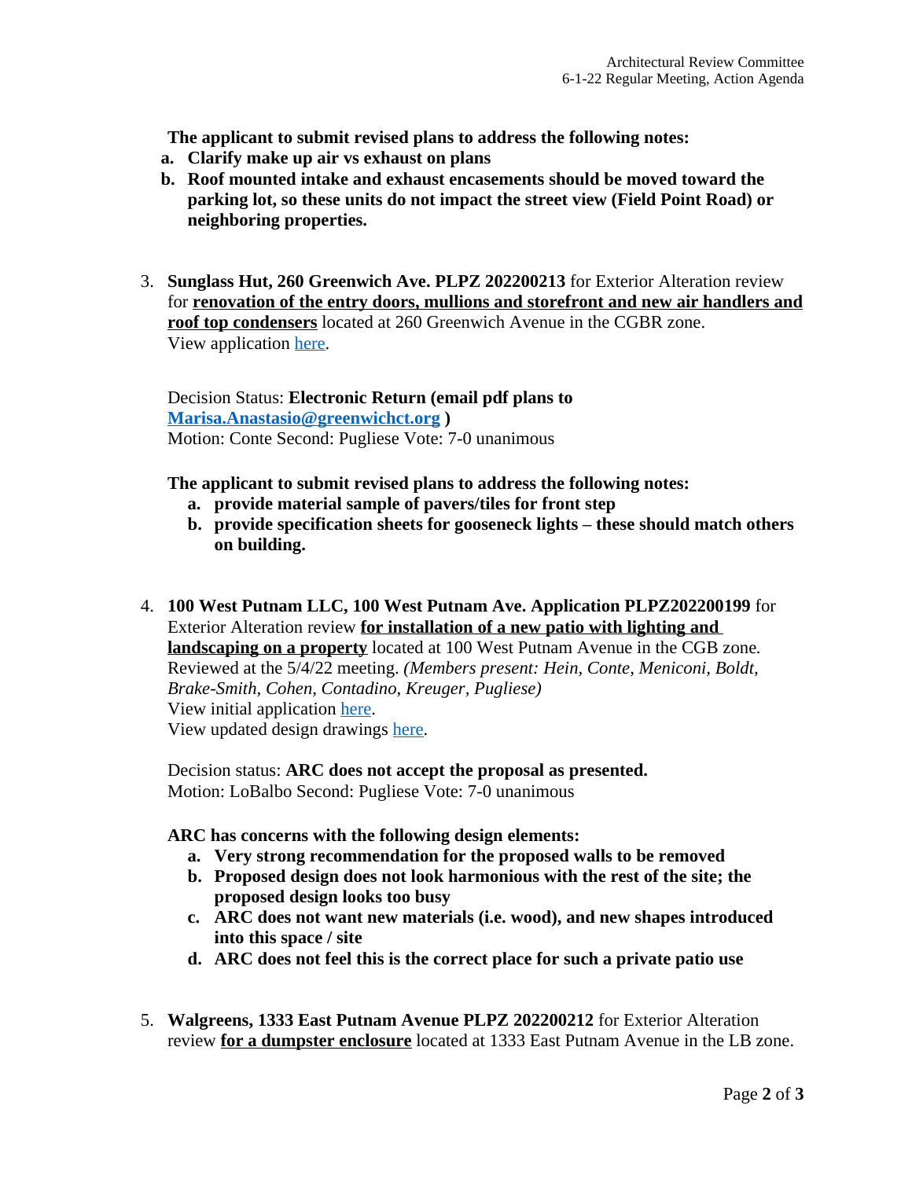**The applicant to submit revised plans to address the following notes:**

a. **Clarify make up air vs exhaust on plans**
b. **Roof mounted intake and exhaust encasements should be moved toward the parking lot, so these units do not impact the street view (Field Point Road) or neighboring properties.**

3. **Sunglass Hut, 260 Greenwich Ave. PLPZ 202200213** for Exterior Alteration review for **renovation of the entry doors, mullions and storefront and new air handlers and roof top condensers** located at 260 Greenwich Avenue in the CGBR zone.
   View application here.

   Decision Status: **Electronic Return (email pdf plans to Marisa.Anastasio@greenwichct.org )**
   Motion: Conte Second: Pugliese Vote: 7-0 unanimous

   **The applicant to submit revised plans to address the following notes:**

   a. **provide material sample of pavers/tiles for front step**
   b. **provide specification sheets for gooseneck lights – these should match others on building.**

4. **100 West Putnam LLC, 100 West Putnam Ave. Application PLPZ202200199** for Exterior Alteration review **for installation of a new patio with lighting and landscaping on a property** located at 100 West Putnam Avenue in the CGB zone. Reviewed at the 5/4/22 meeting. *(Members present: Hein, Conte, Meniconi, Boldt, Brake-Smith, Cohen, Contadino, Kreuger, Pugliese)*
   View initial application here.
   View updated design drawings here.

   Decision status: **ARC does not accept the proposal as presented.**
   Motion: LoBalbo Second: Pugliese Vote: 7-0 unanimous

   **ARC has concerns with the following design elements:**

   a. **Very strong recommendation for the proposed walls to be removed**
   b. **Proposed design does not look harmonious with the rest of the site; the proposed design looks too busy**
   c. **ARC does not want new materials (i.e. wood), and new shapes introduced into this space / site**
   d. **ARC does not feel this is the correct place for such a private patio use**

5. **Walgreens, 1333 East Putnam Avenue PLPZ 202200212** for Exterior Alteration review **for a dumpster enclosure** located at 1333 East Putnam Avenue in the LB zone.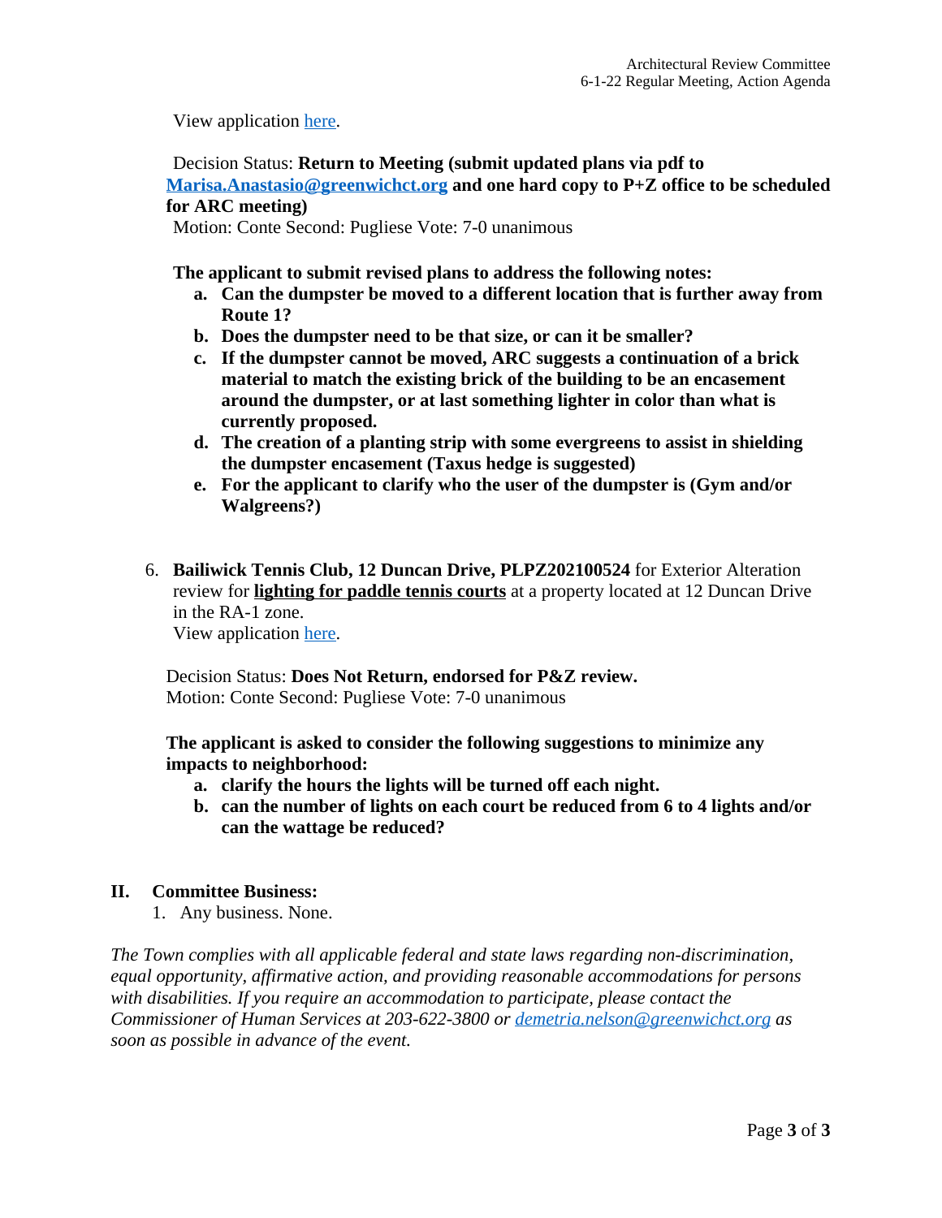View application [here](here).

Decision Status: **Return to Meeting (submit updated plans via pdf to [Marisa.Anastasio@greenwichct.org](mailto:Marisa.Anastasio@greenwichct.org) and one hard copy to P+Z office to be scheduled for ARC meeting)**
Motion: Conte Second: Pugliese Vote: 7-0 unanimous

**The applicant to submit revised plans to address the following notes:**

a. **Can the dumpster be moved to a different location that is further away from Route 1?**
b. **Does the dumpster need to be that size, or can it be smaller?**
c. **If the dumpster cannot be moved, ARC suggests a continuation of a brick material to match the existing brick of the building to be an encasement around the dumpster, or at last something lighter in color than what is currently proposed.**
d. **The creation of a planting strip with some evergreens to assist in shielding the dumpster encasement (Taxus hedge is suggested)**
e. **For the applicant to clarify who the user of the dumpster is (Gym and/or Walgreens?)**

6. **Bailiwick Tennis Club, 12 Duncan Drive, PLPZ202100524** for Exterior Alteration review for **<u>lighting for paddle tennis courts</u>** at a property located at 12 Duncan Drive in the RA-1 zone.
   View application [here](here).

   Decision Status: **Does Not Return, endorsed for P&Z review.**
   Motion: Conte Second: Pugliese Vote: 7-0 unanimous

   **The applicant is asked to consider the following suggestions to minimize any impacts to neighborhood:**

   a. **clarify the hours the lights will be turned off each night.**
   b. **can the number of lights on each court be reduced from 6 to 4 lights and/or can the wattage be reduced?**

## II. Committee Business:

1. Any business. None.

*The Town complies with all applicable federal and state laws regarding non-discrimination, equal opportunity, affirmative action, and providing reasonable accommodations for persons with disabilities. If you require an accommodation to participate, please contact the Commissioner of Human Services at 203-622-3800 or [demetria.nelson@greenwichct.org](mailto:demetria.nelson@greenwichct.org) as soon as possible in advance of the event.*